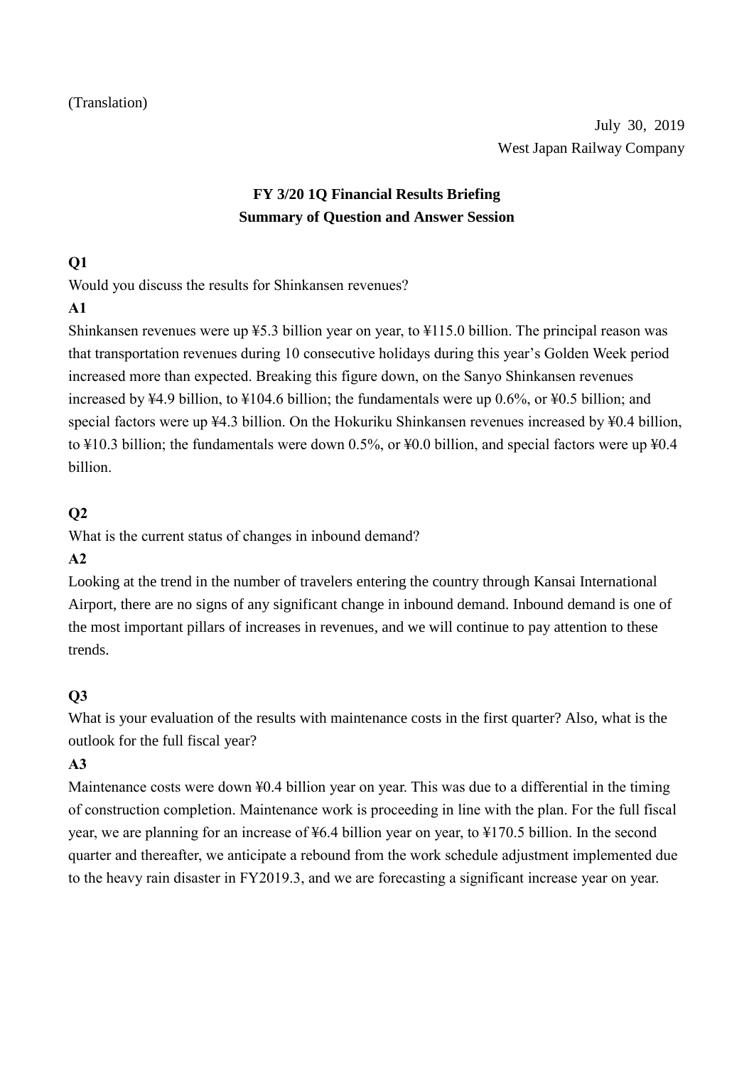(Translation)

July 30, 2019
West Japan Railway Company

**FY 3/20 1Q Financial Results Briefing**
**Summary of Question and Answer Session**

**Q1**

Would you discuss the results for Shinkansen revenues?

**A1**

Shinkansen revenues were up ¥5.3 billion year on year, to ¥115.0 billion. The principal reason was that transportation revenues during 10 consecutive holidays during this year's Golden Week period increased more than expected. Breaking this figure down, on the Sanyo Shinkansen revenues increased by ¥4.9 billion, to ¥104.6 billion; the fundamentals were up 0.6%, or ¥0.5 billion; and special factors were up ¥4.3 billion. On the Hokuriku Shinkansen revenues increased by ¥0.4 billion, to ¥10.3 billion; the fundamentals were down 0.5%, or ¥0.0 billion, and special factors were up ¥0.4 billion.

**Q2**

What is the current status of changes in inbound demand?

**A2**

Looking at the trend in the number of travelers entering the country through Kansai International Airport, there are no signs of any significant change in inbound demand. Inbound demand is one of the most important pillars of increases in revenues, and we will continue to pay attention to these trends.

**Q3**

What is your evaluation of the results with maintenance costs in the first quarter? Also, what is the outlook for the full fiscal year?

**A3**

Maintenance costs were down ¥0.4 billion year on year. This was due to a differential in the timing of construction completion. Maintenance work is proceeding in line with the plan. For the full fiscal year, we are planning for an increase of ¥6.4 billion year on year, to ¥170.5 billion. In the second quarter and thereafter, we anticipate a rebound from the work schedule adjustment implemented due to the heavy rain disaster in FY2019.3, and we are forecasting a significant increase year on year.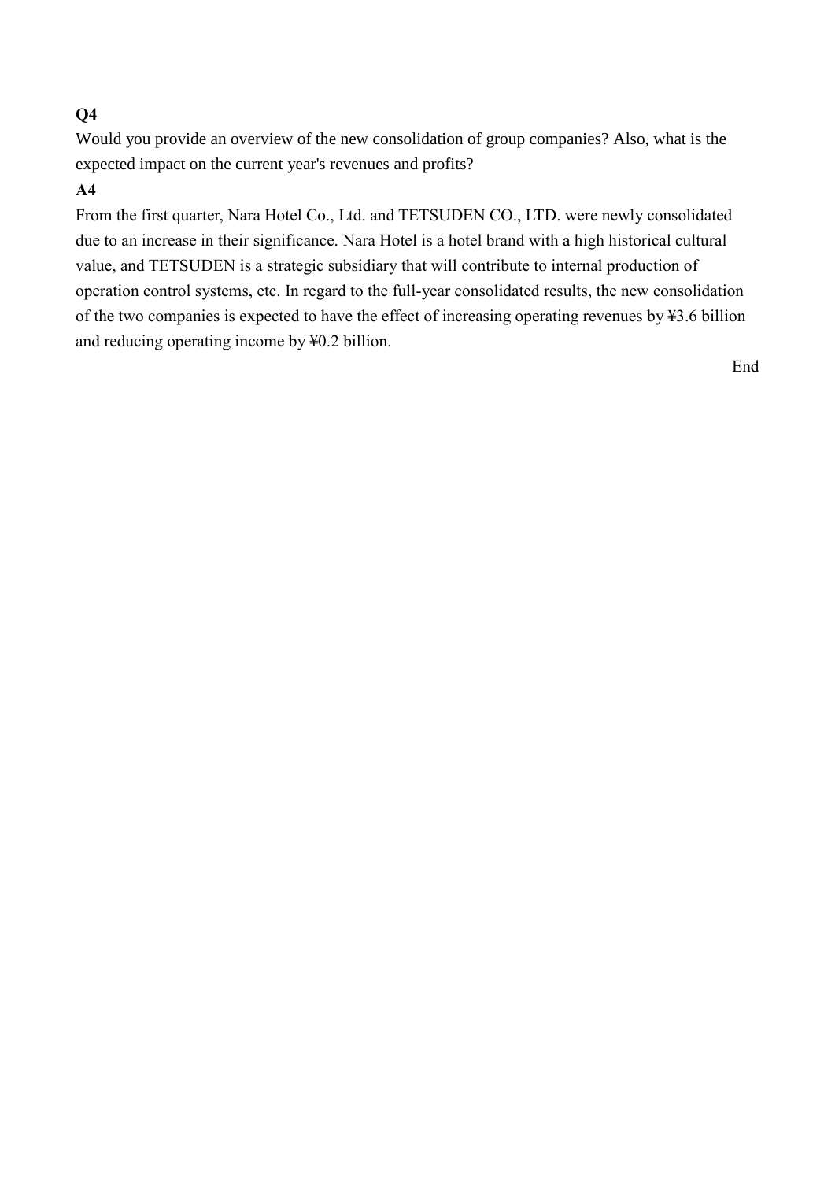**Q4**

Would you provide an overview of the new consolidation of group companies? Also, what is the expected impact on the current year's revenues and profits?

**A4**

From the first quarter, Nara Hotel Co., Ltd. and TETSUDEN CO., LTD. were newly consolidated due to an increase in their significance. Nara Hotel is a hotel brand with a high historical cultural value, and TETSUDEN is a strategic subsidiary that will contribute to internal production of operation control systems, etc. In regard to the full-year consolidated results, the new consolidation of the two companies is expected to have the effect of increasing operating revenues by ¥3.6 billion and reducing operating income by ¥0.2 billion.

End